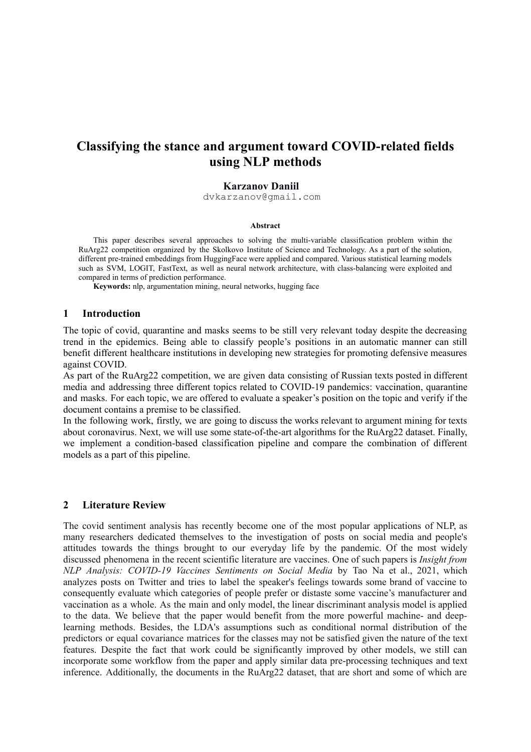# Classifying the stance and argument toward COVID-related fields using NLP methods

**Karzanov Daniil**

dvkarzanov@gmail.com

**Abstract**

This paper describes several approaches to solving the multi-variable classification problem within the RuArg22 competition organized by the Skolkovo Institute of Science and Technology. As a part of the solution, different pre-trained embeddings from HuggingFace were applied and compared. Various statistical learning models such as SVM, LOGIT, FastText, as well as neural network architecture, with class-balancing were exploited and compared in terms of prediction performance.

**Keywords:** nlp, argumentation mining, neural networks, hugging face

## 1 Introduction

The topic of covid, quarantine and masks seems to be still very relevant today despite the decreasing trend in the epidemics. Being able to classify people's positions in an automatic manner can still benefit different healthcare institutions in developing new strategies for promoting defensive measures against COVID.

As part of the RuArg22 competition, we are given data consisting of Russian texts posted in different media and addressing three different topics related to COVID-19 pandemics: vaccination, quarantine and masks. For each topic, we are offered to evaluate a speaker's position on the topic and verify if the document contains a premise to be classified.

In the following work, firstly, we are going to discuss the works relevant to argument mining for texts about coronavirus. Next, we will use some state-of-the-art algorithms for the RuArg22 dataset. Finally, we implement a condition-based classification pipeline and compare the combination of different models as a part of this pipeline.

## 2 Literature Review

The covid sentiment analysis has recently become one of the most popular applications of NLP, as many researchers dedicated themselves to the investigation of posts on social media and people's attitudes towards the things brought to our everyday life by the pandemic. Of the most widely discussed phenomena in the recent scientific literature are vaccines. One of such papers is *Insight from NLP Analysis: COVID-19 Vaccines Sentiments on Social Media* by Tao Na et al., 2021, which analyzes posts on Twitter and tries to label the speaker's feelings towards some brand of vaccine to consequently evaluate which categories of people prefer or distaste some vaccine's manufacturer and vaccination as a whole. As the main and only model, the linear discriminant analysis model is applied to the data. We believe that the paper would benefit from the more powerful machine- and deep-learning methods. Besides, the LDA's assumptions such as conditional normal distribution of the predictors or equal covariance matrices for the classes may not be satisfied given the nature of the text features. Despite the fact that work could be significantly improved by other models, we still can incorporate some workflow from the paper and apply similar data pre-processing techniques and text inference. Additionally, the documents in the RuArg22 dataset, that are short and some of which are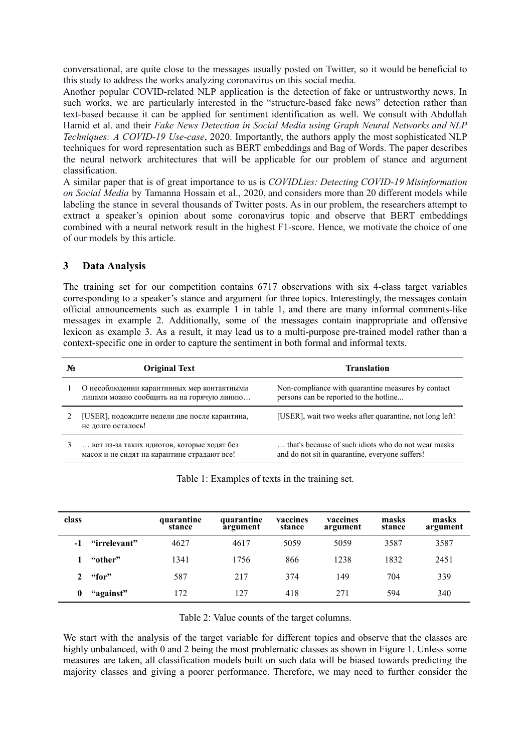conversational, are quite close to the messages usually posted on Twitter, so it would be beneficial to this study to address the works analyzing coronavirus on this social media.

Another popular COVID-related NLP application is the detection of fake or untrustworthy news. In such works, we are particularly interested in the "structure-based fake news" detection rather than text-based because it can be applied for sentiment identification as well. We consult with Abdullah Hamid et al. and their *Fake News Detection in Social Media using Graph Neural Networks and NLP Techniques: A COVID-19 Use-case*, 2020. Importantly, the authors apply the most sophisticated NLP techniques for word representation such as BERT embeddings and Bag of Words. The paper describes the neural network architectures that will be applicable for our problem of stance and argument classification.

A similar paper that is of great importance to us is *COVIDLies: Detecting COVID-19 Misinformation on Social Media* by Tamanna Hossain et al., 2020, and considers more than 20 different models while labeling the stance in several thousands of Twitter posts. As in our problem, the researchers attempt to extract a speaker's opinion about some coronavirus topic and observe that BERT embeddings combined with a neural network result in the highest F1-score. Hence, we motivate the choice of one of our models by this article.

## 3 Data Analysis

The training set for our competition contains 6717 observations with six 4-class target variables corresponding to a speaker's stance and argument for three topics. Interestingly, the messages contain official announcements such as example 1 in table 1, and there are many informal comments-like messages in example 2. Additionally, some of the messages contain inappropriate and offensive lexicon as example 3. As a result, it may lead us to a multi-purpose pre-trained model rather than a context-specific one in order to capture the sentiment in both formal and informal texts.

| № | Original Text | Translation |
|---|---|---|
| 1 | О несоблюдении карантинных мер контактными лицами можно сообщить на на горячую линию… | Non-compliance with quarantine measures by contact persons can be reported to the hotline... |
| 2 | [USER], подождите недели две после карантина, не долго осталось! | [USER], wait two weeks after quarantine, not long left! |
| 3 | … вот из-за таких идиотов, которые ходят без масок и не сидят на карантине страдают все! | … that's because of such idiots who do not wear masks and do not sit in quarantine, everyone suffers! |

Table 1: Examples of texts in the training set.

| class | | quarantine stance | quarantine argument | vaccines stance | vaccines argument | masks stance | masks argument |
|---|---|---|---|---|---|---|---|
| -1 | "irrelevant" | 4627 | 4617 | 5059 | 5059 | 3587 | 3587 |
| 1 | "other" | 1341 | 1756 | 866 | 1238 | 1832 | 2451 |
| 2 | "for" | 587 | 217 | 374 | 149 | 704 | 339 |
| 0 | "against" | 172 | 127 | 418 | 271 | 594 | 340 |

Table 2: Value counts of the target columns.

We start with the analysis of the target variable for different topics and observe that the classes are highly unbalanced, with 0 and 2 being the most problematic classes as shown in Figure 1. Unless some measures are taken, all classification models built on such data will be biased towards predicting the majority classes and giving a poorer performance. Therefore, we may need to further consider the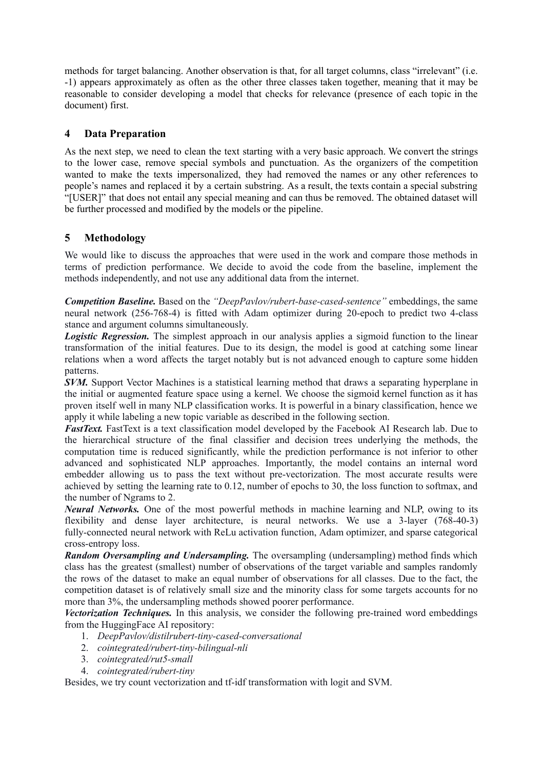methods for target balancing. Another observation is that, for all target columns, class "irrelevant" (i.e. -1) appears approximately as often as the other three classes taken together, meaning that it may be reasonable to consider developing a model that checks for relevance (presence of each topic in the document) first.

## 4 Data Preparation

As the next step, we need to clean the text starting with a very basic approach. We convert the strings to the lower case, remove special symbols and punctuation. As the organizers of the competition wanted to make the texts impersonalized, they had removed the names or any other references to people's names and replaced it by a certain substring. As a result, the texts contain a special substring "[USER]" that does not entail any special meaning and can thus be removed. The obtained dataset will be further processed and modified by the models or the pipeline.

## 5 Methodology

We would like to discuss the approaches that were used in the work and compare those methods in terms of prediction performance. We decide to avoid the code from the baseline, implement the methods independently, and not use any additional data from the internet.

***Competition Baseline.*** Based on the *"DeepPavlov/rubert-base-cased-sentence"* embeddings, the same neural network (256-768-4) is fitted with Adam optimizer during 20-epoch to predict two 4-class stance and argument columns simultaneously.

***Logistic Regression.*** The simplest approach in our analysis applies a sigmoid function to the linear transformation of the initial features. Due to its design, the model is good at catching some linear relations when a word affects the target notably but is not advanced enough to capture some hidden patterns.

***SVM.*** Support Vector Machines is a statistical learning method that draws a separating hyperplane in the initial or augmented feature space using a kernel. We choose the sigmoid kernel function as it has proven itself well in many NLP classification works. It is powerful in a binary classification, hence we apply it while labeling a new topic variable as described in the following section.

***FastText.*** FastText is a text classification model developed by the Facebook AI Research lab. Due to the hierarchical structure of the final classifier and decision trees underlying the methods, the computation time is reduced significantly, while the prediction performance is not inferior to other advanced and sophisticated NLP approaches. Importantly, the model contains an internal word embedder allowing us to pass the text without pre-vectorization. The most accurate results were achieved by setting the learning rate to 0.12, number of epochs to 30, the loss function to softmax, and the number of Ngrams to 2.

***Neural Networks.*** One of the most powerful methods in machine learning and NLP, owing to its flexibility and dense layer architecture, is neural networks. We use a 3-layer (768-40-3) fully-connected neural network with ReLu activation function, Adam optimizer, and sparse categorical cross-entropy loss.

***Random Oversampling and Undersampling.*** The oversampling (undersampling) method finds which class has the greatest (smallest) number of observations of the target variable and samples randomly the rows of the dataset to make an equal number of observations for all classes. Due to the fact, the competition dataset is of relatively small size and the minority class for some targets accounts for no more than 3%, the undersampling methods showed poorer performance.

***Vectorization Techniques.*** In this analysis, we consider the following pre-trained word embeddings from the HuggingFace AI repository:

1. *DeepPavlov/distilrubert-tiny-cased-conversational*
2. *cointegrated/rubert-tiny-bilingual-nli*
3. *cointegrated/rut5-small*
4. *cointegrated/rubert-tiny*

Besides, we try count vectorization and tf-idf transformation with logit and SVM.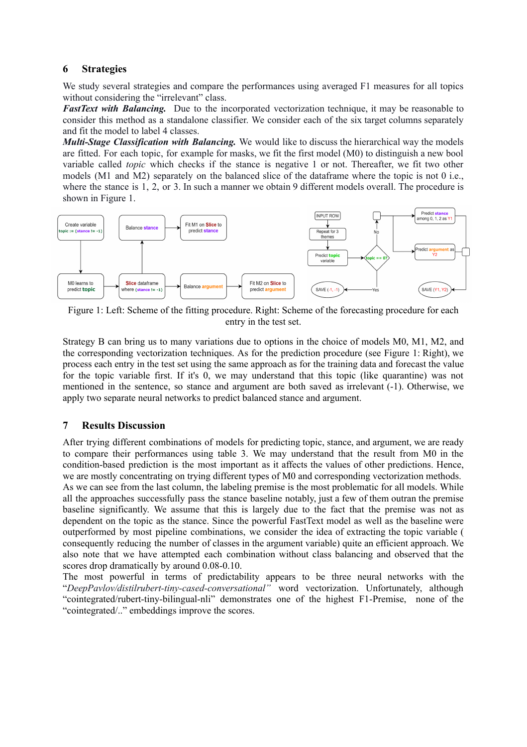## 6 Strategies

We study several strategies and compare the performances using averaged F1 measures for all topics without considering the "irrelevant" class.

***FastText with Balancing.*** Due to the incorporated vectorization technique, it may be reasonable to consider this method as a standalone classifier. We consider each of the six target columns separately and fit the model to label 4 classes.

***Multi-Stage Classification with Balancing.*** We would like to discuss the hierarchical way the models are fitted. For each topic, for example for masks, we fit the first model (M0) to distinguish a new bool variable called *topic* which checks if the stance is negative 1 or not. Thereafter, we fit two other models (M1 and M2) separately on the balanced slice of the dataframe where the topic is not 0 i.e., where the stance is 1, 2, or 3. In such a manner we obtain 9 different models overall. The procedure is shown in Figure 1.

Figure 1: Left: Scheme of the fitting procedure. Right: Scheme of the forecasting procedure for each entry in the test set.

Strategy B can bring us to many variations due to options in the choice of models M0, M1, M2, and the corresponding vectorization techniques. As for the prediction procedure (see Figure 1: Right), we process each entry in the test set using the same approach as for the training data and forecast the value for the topic variable first. If it's 0, we may understand that this topic (like quarantine) was not mentioned in the sentence, so stance and argument are both saved as irrelevant (-1). Otherwise, we apply two separate neural networks to predict balanced stance and argument.

## 7 Results Discussion

After trying different combinations of models for predicting topic, stance, and argument, we are ready to compare their performances using table 3. We may understand that the result from M0 in the condition-based prediction is the most important as it affects the values of other predictions. Hence, we are mostly concentrating on trying different types of M0 and corresponding vectorization methods. As we can see from the last column, the labeling premise is the most problematic for all models. While all the approaches successfully pass the stance baseline notably, just a few of them outran the premise baseline significantly. We assume that this is largely due to the fact that the premise was not as dependent on the topic as the stance. Since the powerful FastText model as well as the baseline were outperformed by most pipeline combinations, we consider the idea of extracting the topic variable ( consequently reducing the number of classes in the argument variable) quite an efficient approach. We also note that we have attempted each combination without class balancing and observed that the scores drop dramatically by around 0.08-0.10.

The most powerful in terms of predictability appears to be three neural networks with the "*DeepPavlov/distilrubert-tiny-cased-conversational*" word vectorization. Unfortunately, although "cointegrated/rubert-tiny-bilingual-nli" demonstrates one of the highest F1-Premise, none of the "cointegrated/.." embeddings improve the scores.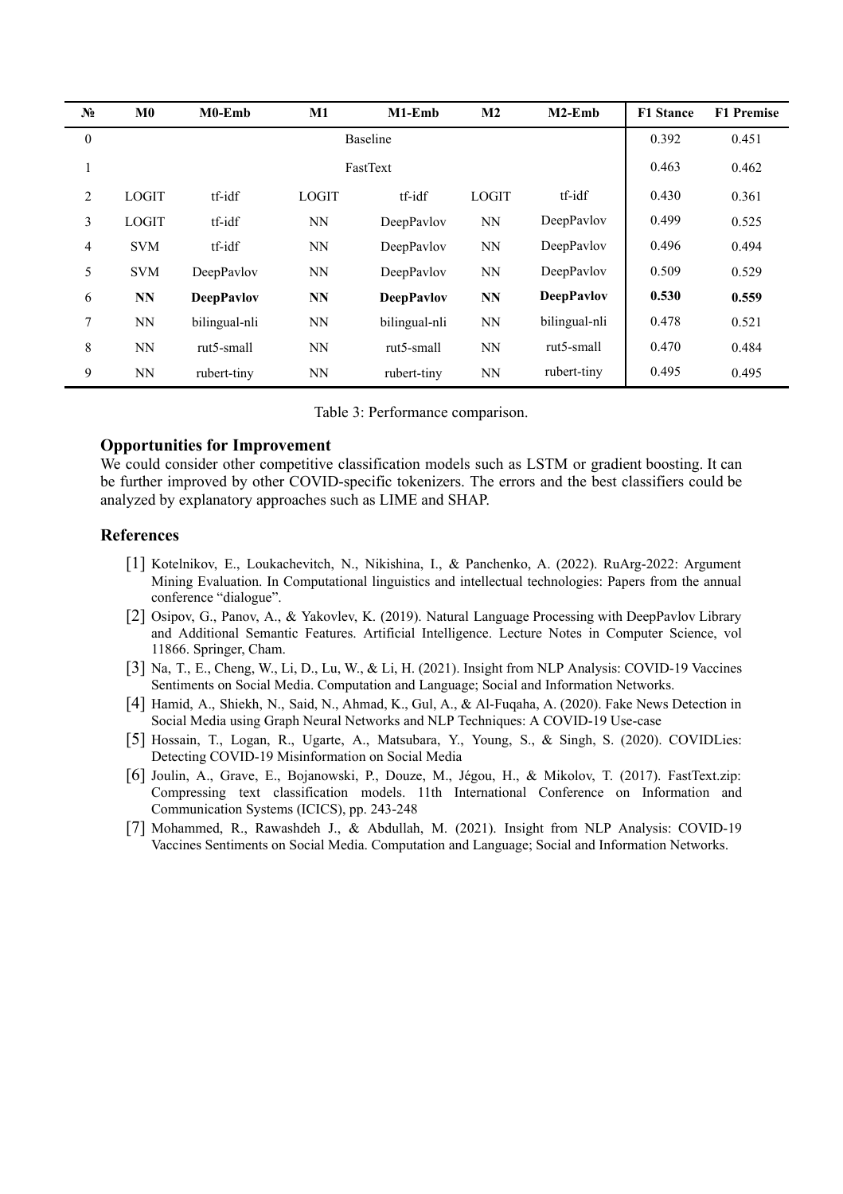| № | M0 | M0-Emb | M1 | M1-Emb | M2 | M2-Emb | F1 Stance | F1 Premise |
|---|---|---|---|---|---|---|---|---|
| 0 | | | | Baseline | | | 0.392 | 0.451 |
| 1 | | | | FastText | | | 0.463 | 0.462 |
| 2 | LOGIT | tf-idf | LOGIT | tf-idf | LOGIT | tf-idf | 0.430 | 0.361 |
| 3 | LOGIT | tf-idf | NN | DeepPavlov | NN | DeepPavlov | 0.499 | 0.525 |
| 4 | SVM | tf-idf | NN | DeepPavlov | NN | DeepPavlov | 0.496 | 0.494 |
| 5 | SVM | DeepPavlov | NN | DeepPavlov | NN | DeepPavlov | 0.509 | 0.529 |
| 6 | **NN** | **DeepPavlov** | **NN** | **DeepPavlov** | **NN** | **DeepPavlov** | **0.530** | **0.559** |
| 7 | NN | bilingual-nli | NN | bilingual-nli | NN | bilingual-nli | 0.478 | 0.521 |
| 8 | NN | rut5-small | NN | rut5-small | NN | rut5-small | 0.470 | 0.484 |
| 9 | NN | rubert-tiny | NN | rubert-tiny | NN | rubert-tiny | 0.495 | 0.495 |

Table 3: Performance comparison.

## Opportunities for Improvement

We could consider other competitive classification models such as LSTM or gradient boosting. It can be further improved by other COVID-specific tokenizers. The errors and the best classifiers could be analyzed by explanatory approaches such as LIME and SHAP.

## References

[1] Kotelnikov, E., Loukachevitch, N., Nikishina, I., & Panchenko, A. (2022). RuArg-2022: Argument Mining Evaluation. In Computational linguistics and intellectual technologies: Papers from the annual conference "dialogue".

[2] Osipov, G., Panov, A., & Yakovlev, K. (2019). Natural Language Processing with DeepPavlov Library and Additional Semantic Features. Artificial Intelligence. Lecture Notes in Computer Science, vol 11866. Springer, Cham.

[3] Na, T., E., Cheng, W., Li, D., Lu, W., & Li, H. (2021). Insight from NLP Analysis: COVID-19 Vaccines Sentiments on Social Media. Computation and Language; Social and Information Networks.

[4] Hamid, A., Shiekh, N., Said, N., Ahmad, K., Gul, A., & Al-Fuqaha, A. (2020). Fake News Detection in Social Media using Graph Neural Networks and NLP Techniques: A COVID-19 Use-case

[5] Hossain, T., Logan, R., Ugarte, A., Matsubara, Y., Young, S., & Singh, S. (2020). COVIDLies: Detecting COVID-19 Misinformation on Social Media

[6] Joulin, A., Grave, E., Bojanowski, P., Douze, M., Jégou, H., & Mikolov, T. (2017). FastText.zip: Compressing text classification models. 11th International Conference on Information and Communication Systems (ICICS), pp. 243-248

[7] Mohammed, R., Rawashdeh J., & Abdullah, M. (2021). Insight from NLP Analysis: COVID-19 Vaccines Sentiments on Social Media. Computation and Language; Social and Information Networks.